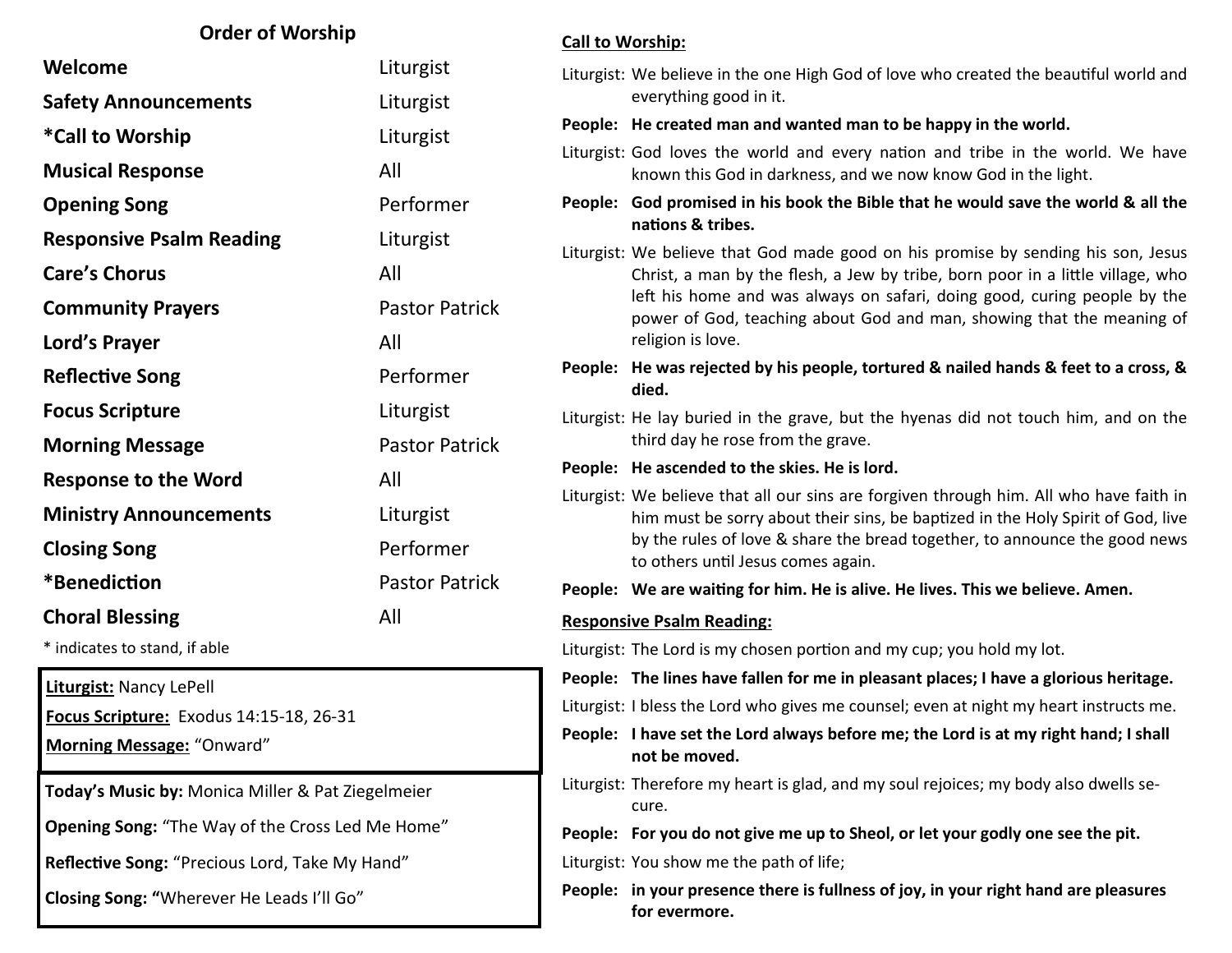## Order of Worship

| | |
|---|---|
| **Welcome** | Liturgist |
| **Safety Announcements** | Liturgist |
| ***Call to Worship** | Liturgist |
| **Musical Response** | All |
| **Opening Song** | Performer |
| **Responsive Psalm Reading** | Liturgist |
| **Care's Chorus** | All |
| **Community Prayers** | Pastor Patrick |
| **Lord's Prayer** | All |
| **Reflective Song** | Performer |
| **Focus Scripture** | Liturgist |
| **Morning Message** | Pastor Patrick |
| **Response to the Word** | All |
| **Ministry Announcements** | Liturgist |
| **Closing Song** | Performer |
| ***Benediction** | Pastor Patrick |
| **Choral Blessing** | All |

* indicates to stand, if able

**Liturgist:** Nancy LePell

**Focus Scripture:** Exodus 14:15-18, 26-31

**Morning Message:** "Onward"

**Today's Music by:** Monica Miller & Pat Ziegelmeier

**Opening Song:** "The Way of the Cross Led Me Home"

**Reflective Song:** "Precious Lord, Take My Hand"

**Closing Song:** "Wherever He Leads I'll Go"

### Call to Worship:

Liturgist: We believe in the one High God of love who created the beautiful world and everything good in it.

**People: He created man and wanted man to be happy in the world.**

Liturgist: God loves the world and every nation and tribe in the world. We have known this God in darkness, and we now know God in the light.

**People: God promised in his book the Bible that he would save the world & all the nations & tribes.**

Liturgist: We believe that God made good on his promise by sending his son, Jesus Christ, a man by the flesh, a Jew by tribe, born poor in a little village, who left his home and was always on safari, doing good, curing people by the power of God, teaching about God and man, showing that the meaning of religion is love.

**People: He was rejected by his people, tortured & nailed hands & feet to a cross, & died.**

Liturgist: He lay buried in the grave, but the hyenas did not touch him, and on the third day he rose from the grave.

**People: He ascended to the skies. He is lord.**

Liturgist: We believe that all our sins are forgiven through him. All who have faith in him must be sorry about their sins, be baptized in the Holy Spirit of God, live by the rules of love & share the bread together, to announce the good news to others until Jesus comes again.

**People: We are waiting for him. He is alive. He lives. This we believe. Amen.**

### Responsive Psalm Reading:

Liturgist: The Lord is my chosen portion and my cup; you hold my lot.

**People: The lines have fallen for me in pleasant places; I have a glorious heritage.**

Liturgist: I bless the Lord who gives me counsel; even at night my heart instructs me.

**People: I have set the Lord always before me; the Lord is at my right hand; I shall not be moved.**

Liturgist: Therefore my heart is glad, and my soul rejoices; my body also dwells secure.

**People: For you do not give me up to Sheol, or let your godly one see the pit.**

Liturgist: You show me the path of life;

**People: in your presence there is fullness of joy, in your right hand are pleasures for evermore.**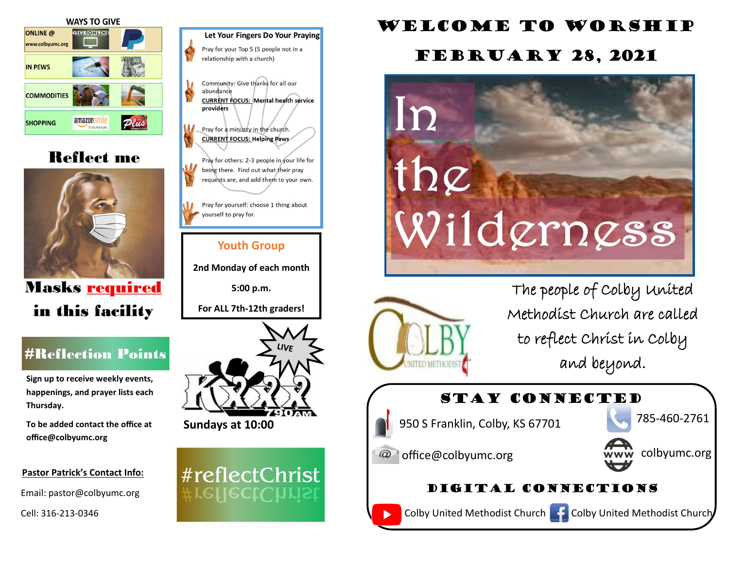## WAYS TO GIVE

- ONLINE @ www.colbyumc.org
- IN PEWS
- COMMODITIES
- SHOPPING

## Reflect me

**Masks required in this facility**

## #Reflection Points

**Sign up to receive weekly events, happenings, and prayer lists each Thursday.**

**To be added contact the office at office@colbyumc.org**

**Pastor Patrick's Contact Info:**

Email: pastor@colbyumc.org

Cell: 316-213-0346

### Let Your Fingers Do Your Praying

Pray for your Top 5 (5 people not in a relationship with a church)

Community: Give thanks for all our abundance
**CURRENT FOCUS: Mental health service providers**

Pray for a ministry in the church.
**CURRENT FOCUS: Helping Paws**

Pray for others: 2-3 people in your life for being there. Find out what their pray requests are, and add them to your own.

Pray for yourself: choose 1 thing about yourself to pray for.

### Youth Group

**2nd Monday of each month**

**5:00 p.m.**

**For ALL 7th-12th graders!**

LIVE

KXXX 790AM

**Sundays at 10:00**

#reflectChrist

# WELCOME TO WORSHIP

# FEBRUARY 28, 2021

## In the Wilderness

COLBY UNITED METHODIST

*The people of Colby United Methodist Church are called to reflect Christ in Colby and beyond.*

## STAY CONNECTED

950 S Franklin, Colby, KS 67701

785-460-2761

office@colbyumc.org

colbyumc.org

## DIGITAL CONNECTIONS

YouTube: Colby United Methodist Church

Facebook: Colby United Methodist Church